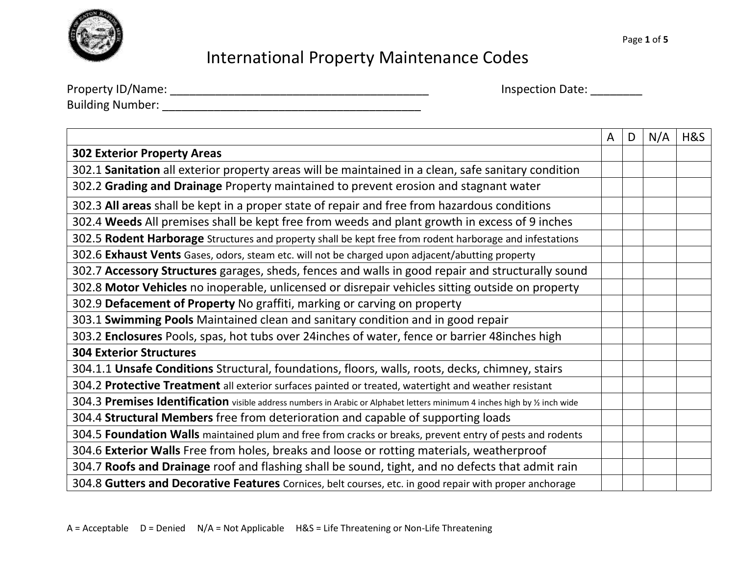# International Property Maintenance Codes

Property ID/Name: ________________________________________ Inspection Date: ________

Building Number: ________________________________________

| | A | D | N/A | H&S |
|---|---|---|---|---|
| **302 Exterior Property Areas** | | | | |
| 302.1 **Sanitation** all exterior property areas will be maintained in a clean, safe sanitary condition | | | | |
| 302.2 **Grading and Drainage** Property maintained to prevent erosion and stagnant water | | | | |
| 302.3 **All areas** shall be kept in a proper state of repair and free from hazardous conditions | | | | |
| 302.4 **Weeds** All premises shall be kept free from weeds and plant growth in excess of 9 inches | | | | |
| 302.5 **Rodent Harborage** Structures and property shall be kept free from rodent harborage and infestations | | | | |
| 302.6 **Exhaust Vents** Gases, odors, steam etc. will not be charged upon adjacent/abutting property | | | | |
| 302.7 **Accessory Structures** garages, sheds, fences and walls in good repair and structurally sound | | | | |
| 302.8 **Motor Vehicles** no inoperable, unlicensed or disrepair vehicles sitting outside on property | | | | |
| 302.9 **Defacement of Property** No graffiti, marking or carving on property | | | | |
| 303.1 **Swimming Pools** Maintained clean and sanitary condition and in good repair | | | | |
| 303.2 **Enclosures** Pools, spas, hot tubs over 24inches of water, fence or barrier 48inches high | | | | |
| **304 Exterior Structures** | | | | |
| 304.1.1 **Unsafe Conditions** Structural, foundations, floors, walls, roots, decks, chimney, stairs | | | | |
| 304.2 **Protective Treatment** all exterior surfaces painted or treated, watertight and weather resistant | | | | |
| 304.3 **Premises Identification** visible address numbers in Arabic or Alphabet letters minimum 4 inches high by ½ inch wide | | | | |
| 304.4 **Structural Members** free from deterioration and capable of supporting loads | | | | |
| 304.5 **Foundation Walls** maintained plum and free from cracks or breaks, prevent entry of pests and rodents | | | | |
| 304.6 **Exterior Walls** Free from holes, breaks and loose or rotting materials, weatherproof | | | | |
| 304.7 **Roofs and Drainage** roof and flashing shall be sound, tight, and no defects that admit rain | | | | |
| 304.8 **Gutters and Decorative Features** Cornices, belt courses, etc. in good repair with proper anchorage | | | | |

A = Acceptable D = Denied N/A = Not Applicable H&S = Life Threatening or Non-Life Threatening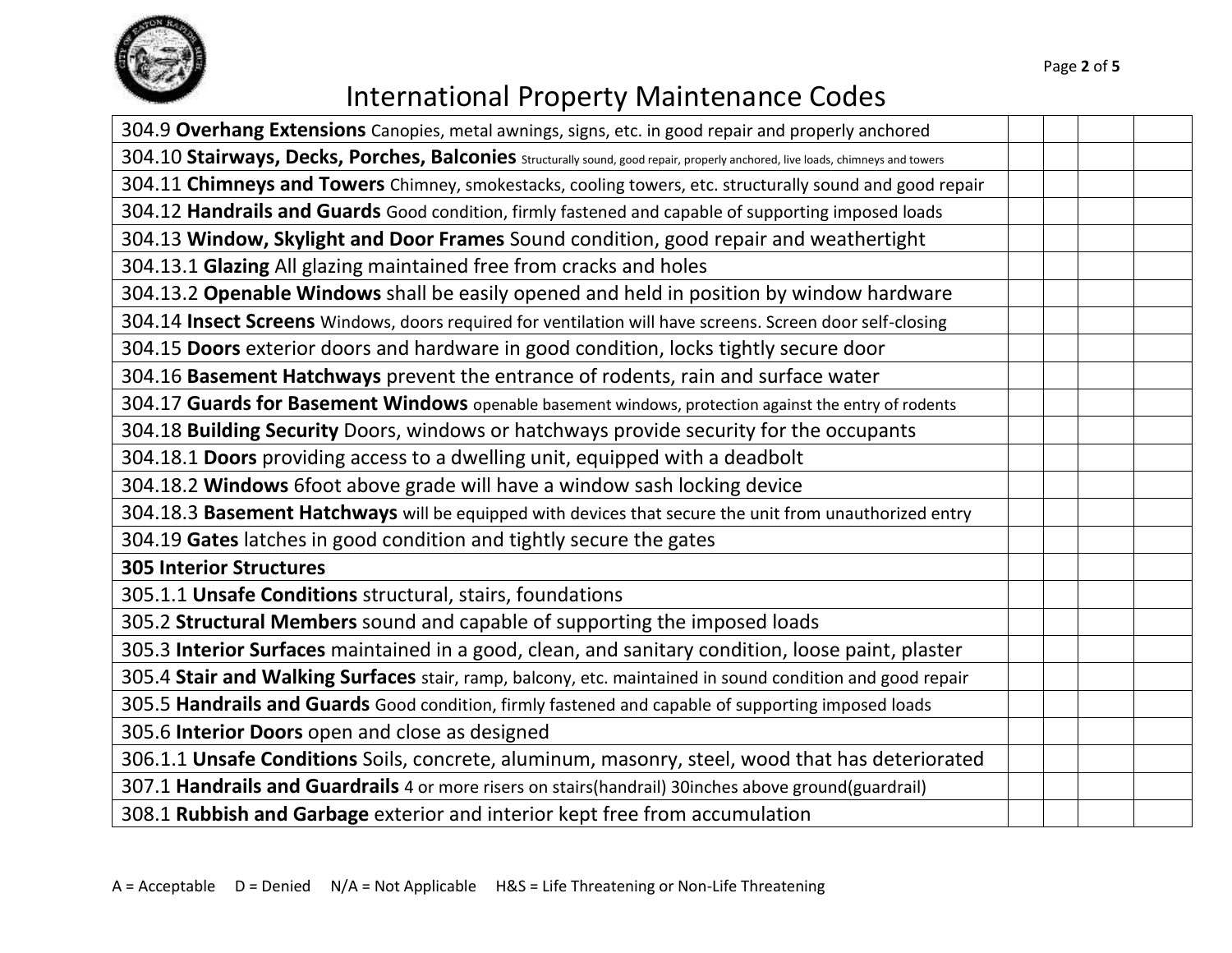# International Property Maintenance Codes

| | | | | |
|---|---|---|---|---|
| 304.9 **Overhang Extensions** Canopies, metal awnings, signs, etc. in good repair and properly anchored | | | | |
| 304.10 **Stairways, Decks, Porches, Balconies** Structurally sound, good repair, properly anchored, live loads, chimneys and towers | | | | |
| 304.11 **Chimneys and Towers** Chimney, smokestacks, cooling towers, etc. structurally sound and good repair | | | | |
| 304.12 **Handrails and Guards** Good condition, firmly fastened and capable of supporting imposed loads | | | | |
| 304.13 **Window, Skylight and Door Frames** Sound condition, good repair and weathertight | | | | |
| 304.13.1 **Glazing** All glazing maintained free from cracks and holes | | | | |
| 304.13.2 **Openable Windows** shall be easily opened and held in position by window hardware | | | | |
| 304.14 **Insect Screens** Windows, doors required for ventilation will have screens. Screen door self-closing | | | | |
| 304.15 **Doors** exterior doors and hardware in good condition, locks tightly secure door | | | | |
| 304.16 **Basement Hatchways** prevent the entrance of rodents, rain and surface water | | | | |
| 304.17 **Guards for Basement Windows** openable basement windows, protection against the entry of rodents | | | | |
| 304.18 **Building Security** Doors, windows or hatchways provide security for the occupants | | | | |
| 304.18.1 **Doors** providing access to a dwelling unit, equipped with a deadbolt | | | | |
| 304.18.2 **Windows** 6foot above grade will have a window sash locking device | | | | |
| 304.18.3 **Basement Hatchways** will be equipped with devices that secure the unit from unauthorized entry | | | | |
| 304.19 **Gates** latches in good condition and tightly secure the gates | | | | |
| **305 Interior Structures** | | | | |
| 305.1.1 **Unsafe Conditions** structural, stairs, foundations | | | | |
| 305.2 **Structural Members** sound and capable of supporting the imposed loads | | | | |
| 305.3 **Interior Surfaces** maintained in a good, clean, and sanitary condition, loose paint, plaster | | | | |
| 305.4 **Stair and Walking Surfaces** stair, ramp, balcony, etc. maintained in sound condition and good repair | | | | |
| 305.5 **Handrails and Guards** Good condition, firmly fastened and capable of supporting imposed loads | | | | |
| 305.6 **Interior Doors** open and close as designed | | | | |
| 306.1.1 **Unsafe Conditions** Soils, concrete, aluminum, masonry, steel, wood that has deteriorated | | | | |
| 307.1 **Handrails and Guardrails** 4 or more risers on stairs(handrail) 30inches above ground(guardrail) | | | | |
| 308.1 **Rubbish and Garbage** exterior and interior kept free from accumulation | | | | |

A = Acceptable D = Denied N/A = Not Applicable H&S = Life Threatening or Non-Life Threatening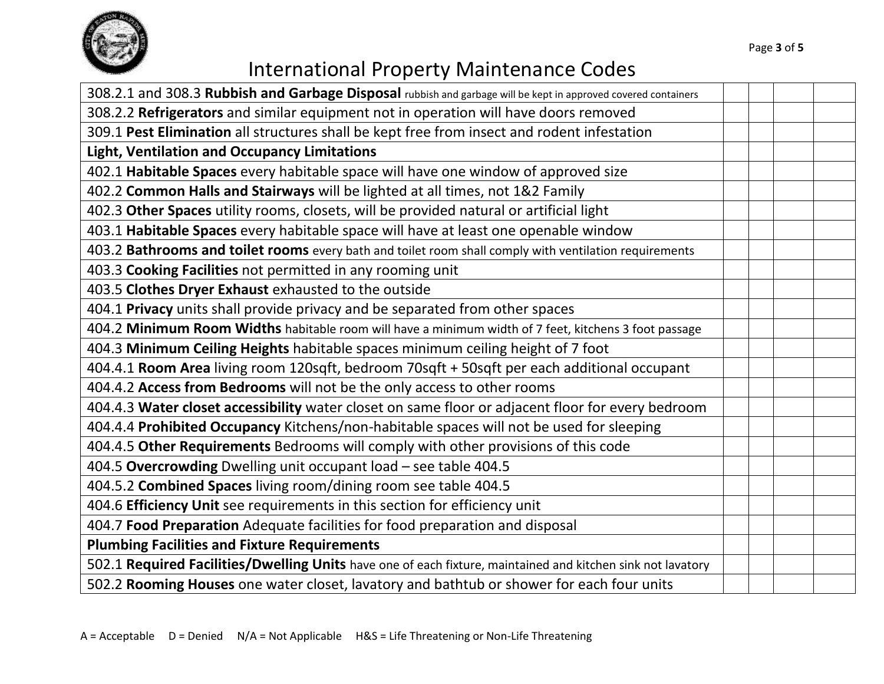# International Property Maintenance Codes

| | | | | |
|---|---|---|---|---|
| 308.2.1 and 308.3 **Rubbish and Garbage Disposal** rubbish and garbage will be kept in approved covered containers | | | | |
| 308.2.2 **Refrigerators** and similar equipment not in operation will have doors removed | | | | |
| 309.1 **Pest Elimination** all structures shall be kept free from insect and rodent infestation | | | | |
| **Light, Ventilation and Occupancy Limitations** | | | | |
| 402.1 **Habitable Spaces** every habitable space will have one window of approved size | | | | |
| 402.2 **Common Halls and Stairways** will be lighted at all times, not 1&2 Family | | | | |
| 402.3 **Other Spaces** utility rooms, closets, will be provided natural or artificial light | | | | |
| 403.1 **Habitable Spaces** every habitable space will have at least one openable window | | | | |
| 403.2 **Bathrooms and toilet rooms** every bath and toilet room shall comply with ventilation requirements | | | | |
| 403.3 **Cooking Facilities** not permitted in any rooming unit | | | | |
| 403.5 **Clothes Dryer Exhaust** exhausted to the outside | | | | |
| 404.1 **Privacy** units shall provide privacy and be separated from other spaces | | | | |
| 404.2 **Minimum Room Widths** habitable room will have a minimum width of 7 feet, kitchens 3 foot passage | | | | |
| 404.3 **Minimum Ceiling Heights** habitable spaces minimum ceiling height of 7 foot | | | | |
| 404.4.1 **Room Area** living room 120sqft, bedroom 70sqft + 50sqft per each additional occupant | | | | |
| 404.4.2 **Access from Bedrooms** will not be the only access to other rooms | | | | |
| 404.4.3 **Water closet accessibility** water closet on same floor or adjacent floor for every bedroom | | | | |
| 404.4.4 **Prohibited Occupancy** Kitchens/non-habitable spaces will not be used for sleeping | | | | |
| 404.4.5 **Other Requirements** Bedrooms will comply with other provisions of this code | | | | |
| 404.5 **Overcrowding** Dwelling unit occupant load – see table 404.5 | | | | |
| 404.5.2 **Combined Spaces** living room/dining room see table 404.5 | | | | |
| 404.6 **Efficiency Unit** see requirements in this section for efficiency unit | | | | |
| 404.7 **Food Preparation** Adequate facilities for food preparation and disposal | | | | |
| **Plumbing Facilities and Fixture Requirements** | | | | |
| 502.1 **Required Facilities/Dwelling Units** have one of each fixture, maintained and kitchen sink not lavatory | | | | |
| 502.2 **Rooming Houses** one water closet, lavatory and bathtub or shower for each four units | | | | |

A = Acceptable D = Denied N/A = Not Applicable H&S = Life Threatening or Non-Life Threatening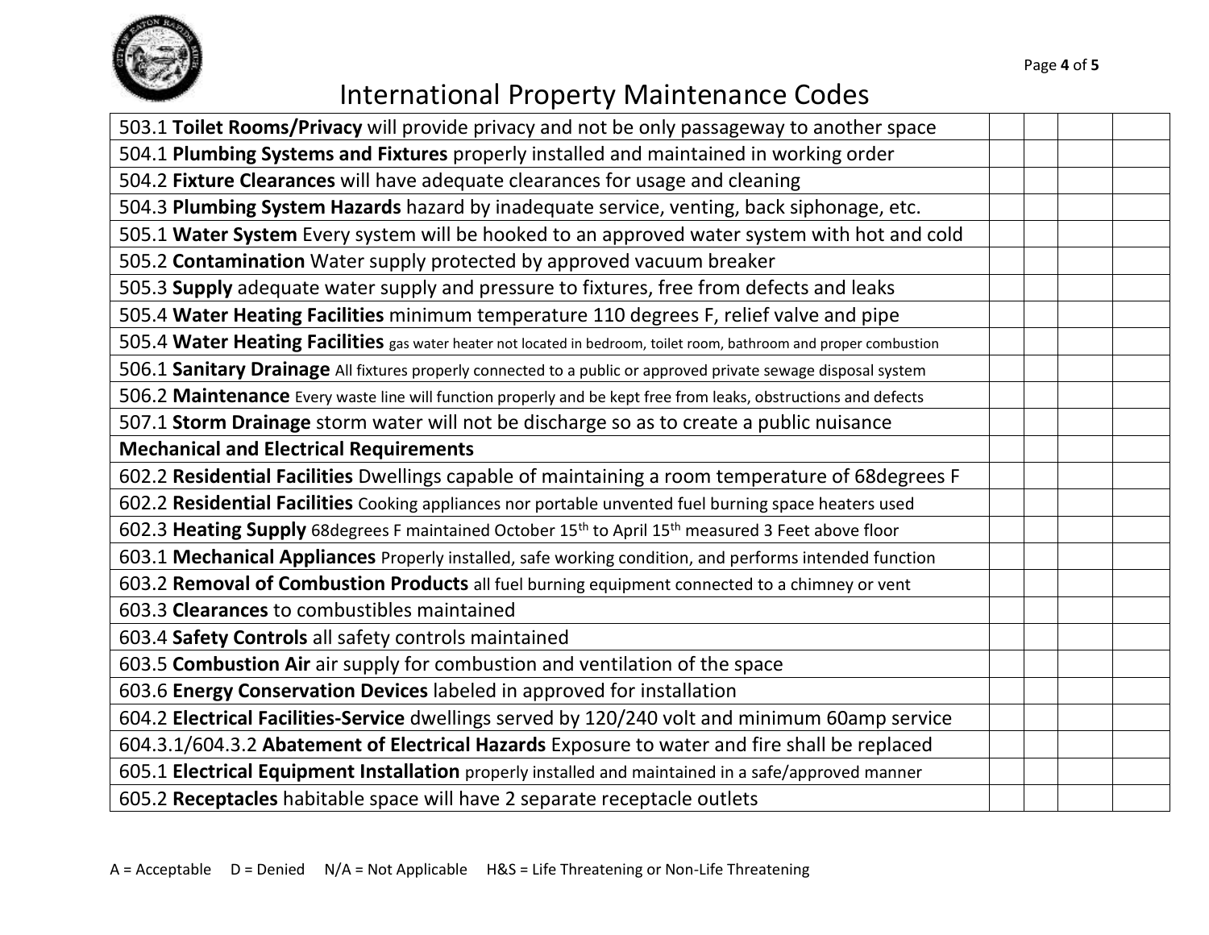# International Property Maintenance Codes

| | | | | |
|---|---|---|---|---|
| 503.1 **Toilet Rooms/Privacy** will provide privacy and not be only passageway to another space | | | | |
| 504.1 **Plumbing Systems and Fixtures** properly installed and maintained in working order | | | | |
| 504.2 **Fixture Clearances** will have adequate clearances for usage and cleaning | | | | |
| 504.3 **Plumbing System Hazards** hazard by inadequate service, venting, back siphonage, etc. | | | | |
| 505.1 **Water System** Every system will be hooked to an approved water system with hot and cold | | | | |
| 505.2 **Contamination** Water supply protected by approved vacuum breaker | | | | |
| 505.3 **Supply** adequate water supply and pressure to fixtures, free from defects and leaks | | | | |
| 505.4 **Water Heating Facilities** minimum temperature 110 degrees F, relief valve and pipe | | | | |
| 505.4 **Water Heating Facilities** gas water heater not located in bedroom, toilet room, bathroom and proper combustion | | | | |
| 506.1 **Sanitary Drainage** All fixtures properly connected to a public or approved private sewage disposal system | | | | |
| 506.2 **Maintenance** Every waste line will function properly and be kept free from leaks, obstructions and defects | | | | |
| 507.1 **Storm Drainage** storm water will not be discharge so as to create a public nuisance | | | | |
| **Mechanical and Electrical Requirements** | | | | |
| 602.2 **Residential Facilities** Dwellings capable of maintaining a room temperature of 68degrees F | | | | |
| 602.2 **Residential Facilities** Cooking appliances nor portable unvented fuel burning space heaters used | | | | |
| 602.3 **Heating Supply** 68degrees F maintained October 15th to April 15th measured 3 Feet above floor | | | | |
| 603.1 **Mechanical Appliances** Properly installed, safe working condition, and performs intended function | | | | |
| 603.2 **Removal of Combustion Products** all fuel burning equipment connected to a chimney or vent | | | | |
| 603.3 **Clearances** to combustibles maintained | | | | |
| 603.4 **Safety Controls** all safety controls maintained | | | | |
| 603.5 **Combustion Air** air supply for combustion and ventilation of the space | | | | |
| 603.6 **Energy Conservation Devices** labeled in approved for installation | | | | |
| 604.2 **Electrical Facilities-Service** dwellings served by 120/240 volt and minimum 60amp service | | | | |
| 604.3.1/604.3.2 **Abatement of Electrical Hazards** Exposure to water and fire shall be replaced | | | | |
| 605.1 **Electrical Equipment Installation** properly installed and maintained in a safe/approved manner | | | | |
| 605.2 **Receptacles** habitable space will have 2 separate receptacle outlets | | | | |

A = Acceptable D = Denied N/A = Not Applicable H&S = Life Threatening or Non-Life Threatening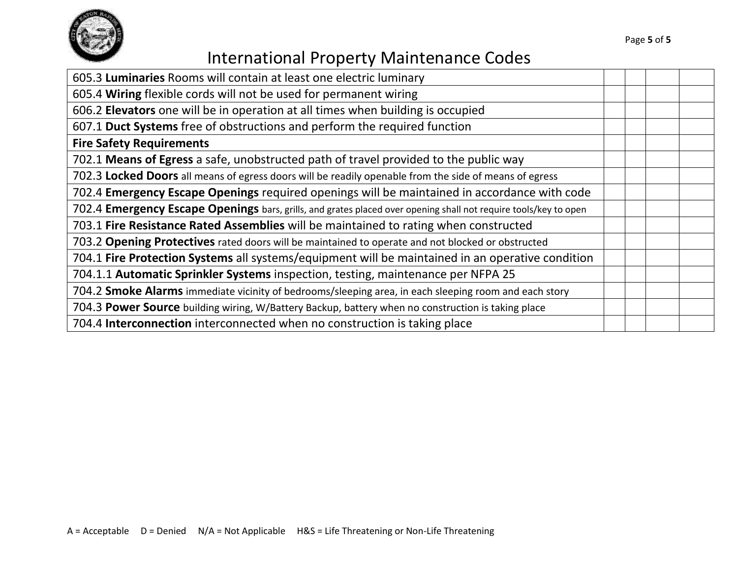# International Property Maintenance Codes

| | | | | |
|---|---|---|---|---|
| 605.3 **Luminaries** Rooms will contain at least one electric luminary | | | | |
| 605.4 **Wiring** flexible cords will not be used for permanent wiring | | | | |
| 606.2 **Elevators** one will be in operation at all times when building is occupied | | | | |
| 607.1 **Duct Systems** free of obstructions and perform the required function | | | | |
| **Fire Safety Requirements** | | | | |
| 702.1 **Means of Egress** a safe, unobstructed path of travel provided to the public way | | | | |
| 702.3 **Locked Doors** all means of egress doors will be readily openable from the side of means of egress | | | | |
| 702.4 **Emergency Escape Openings** required openings will be maintained in accordance with code | | | | |
| 702.4 **Emergency Escape Openings** bars, grills, and grates placed over opening shall not require tools/key to open | | | | |
| 703.1 **Fire Resistance Rated Assemblies** will be maintained to rating when constructed | | | | |
| 703.2 **Opening Protectives** rated doors will be maintained to operate and not blocked or obstructed | | | | |
| 704.1 **Fire Protection Systems** all systems/equipment will be maintained in an operative condition | | | | |
| 704.1.1 **Automatic Sprinkler Systems** inspection, testing, maintenance per NFPA 25 | | | | |
| 704.2 **Smoke Alarms** immediate vicinity of bedrooms/sleeping area, in each sleeping room and each story | | | | |
| 704.3 **Power Source** building wiring, W/Battery Backup, battery when no construction is taking place | | | | |
| 704.4 **Interconnection** interconnected when no construction is taking place | | | | |

A = Acceptable D = Denied N/A = Not Applicable H&S = Life Threatening or Non-Life Threatening